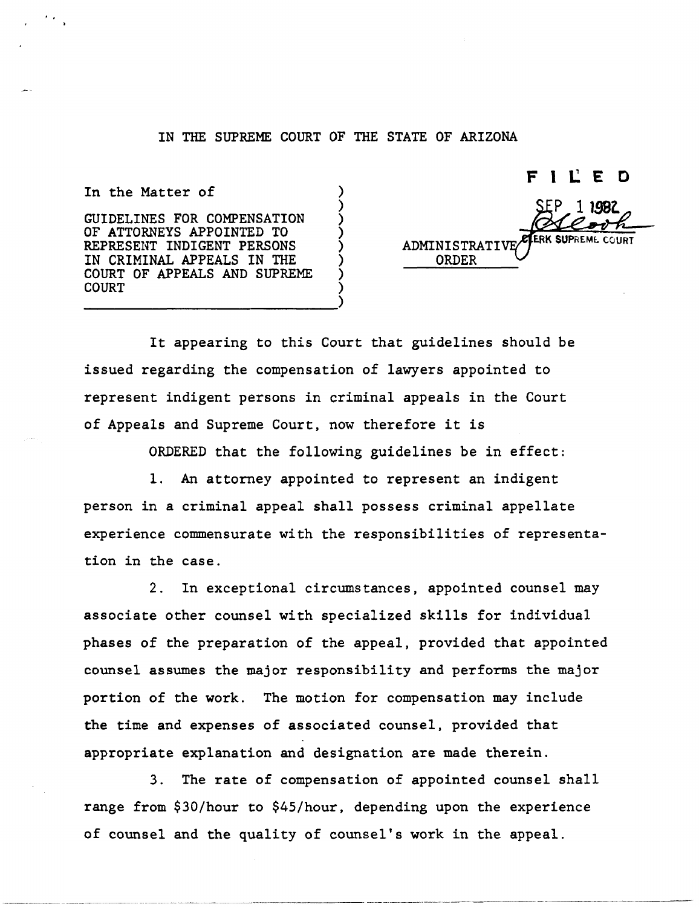IN THE SUPREME COURT OF THE STATE OF ARIZONA

In the Matter of

GUIDELINES FOR COMPENSATION OF ATTORNEYS APPOINTED TO REPRESENT INDIGENT PERSONS IN CRIMINAL APPEALS IN THE COURT OF APPEALS AND SUPREME COURT

FILED
SEP 1 1982
CLERK SUPREME COURT

ADMINISTRATIVE ORDER

It appearing to this Court that guidelines should be issued regarding the compensation of lawyers appointed to represent indigent persons in criminal appeals in the Court of Appeals and Supreme Court, now therefore it is

ORDERED that the following guidelines be in effect:

1. An attorney appointed to represent an indigent person in a criminal appeal shall possess criminal appellate experience commensurate with the responsibilities of representation in the case.

2. In exceptional circumstances, appointed counsel may associate other counsel with specialized skills for individual phases of the preparation of the appeal, provided that appointed counsel assumes the major responsibility and performs the major portion of the work. The motion for compensation may include the time and expenses of associated counsel, provided that appropriate explanation and designation are made therein.

3. The rate of compensation of appointed counsel shall range from $30/hour to $45/hour, depending upon the experience of counsel and the quality of counsel's work in the appeal.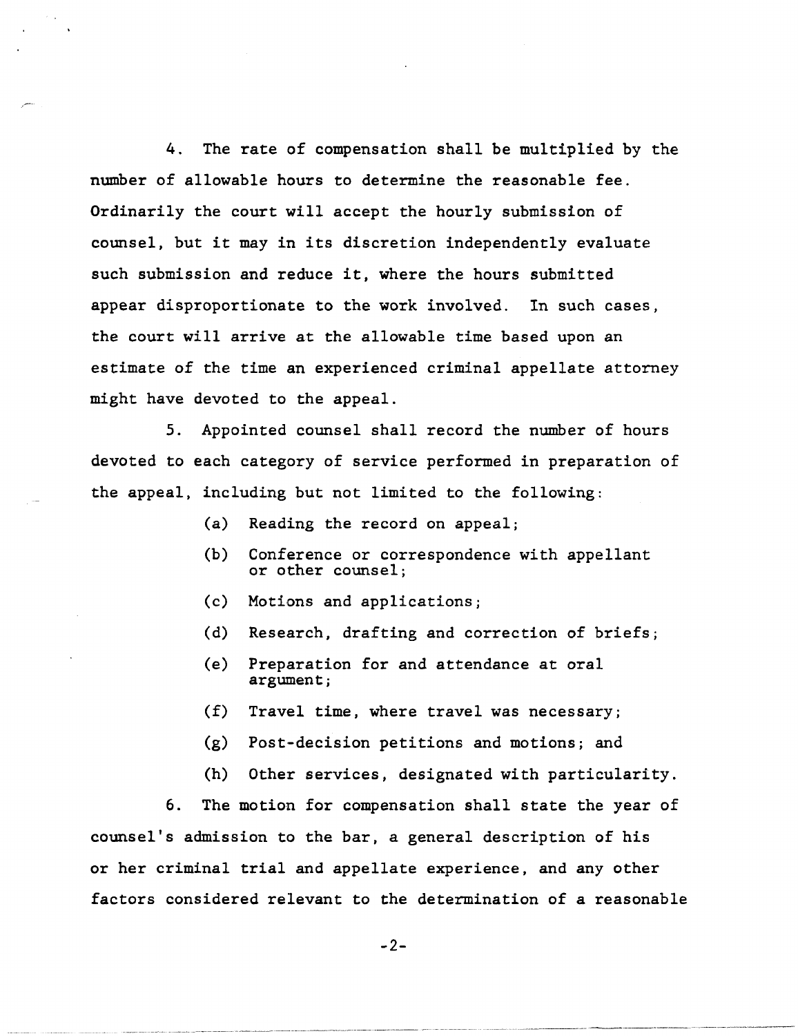4. The rate of compensation shall be multiplied by the number of allowable hours to determine the reasonable fee. Ordinarily the court will accept the hourly submission of counsel, but it may in its discretion independently evaluate such submission and reduce it, where the hours submitted appear disproportionate to the work involved. In such cases, the court will arrive at the allowable time based upon an estimate of the time an experienced criminal appellate attorney might have devoted to the appeal.

5. Appointed counsel shall record the number of hours devoted to each category of service performed in preparation of the appeal, including but not limited to the following:

(a) Reading the record on appeal;

(b) Conference or correspondence with appellant or other counsel;

(c) Motions and applications;

(d) Research, drafting and correction of briefs;

(e) Preparation for and attendance at oral argument;

(f) Travel time, where travel was necessary;

(g) Post-decision petitions and motions; and

(h) Other services, designated with particularity.

6. The motion for compensation shall state the year of counsel's admission to the bar, a general description of his or her criminal trial and appellate experience, and any other factors considered relevant to the determination of a reasonable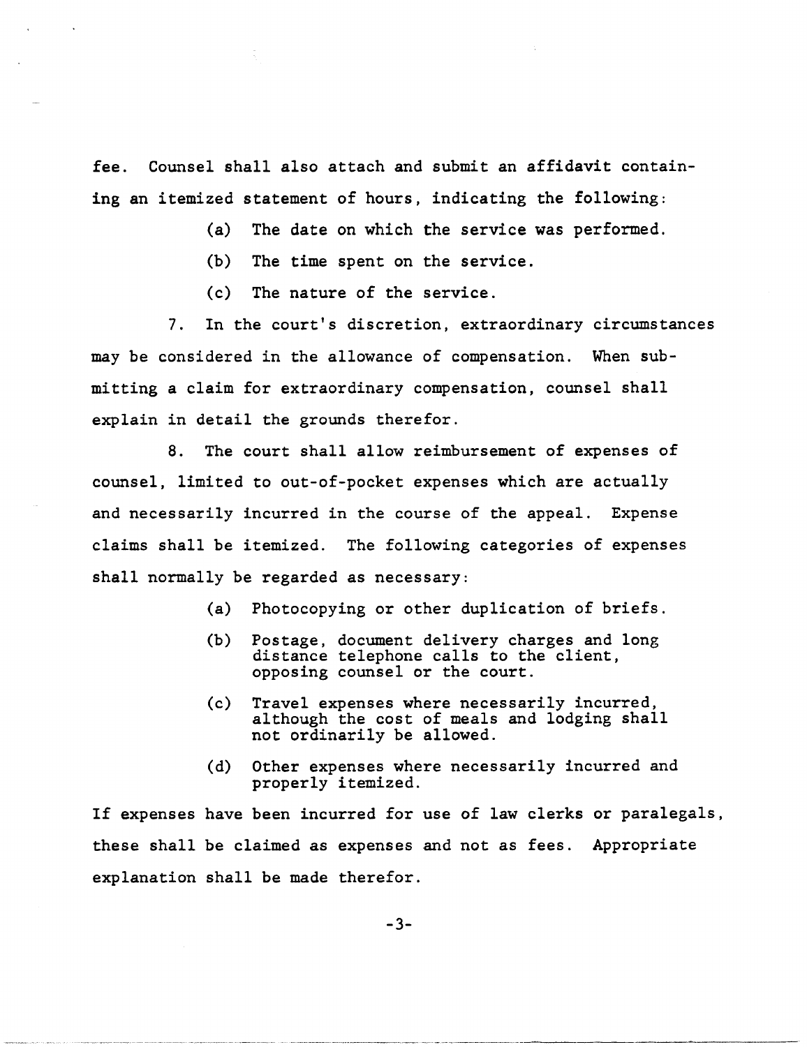fee. Counsel shall also attach and submit an affidavit containing an itemized statement of hours, indicating the following:

(a) The date on which the service was performed.

(b) The time spent on the service.

(c) The nature of the service.

7. In the court's discretion, extraordinary circumstances may be considered in the allowance of compensation. When submitting a claim for extraordinary compensation, counsel shall explain in detail the grounds therefor.

8. The court shall allow reimbursement of expenses of counsel, limited to out-of-pocket expenses which are actually and necessarily incurred in the course of the appeal. Expense claims shall be itemized. The following categories of expenses shall normally be regarded as necessary:

(a) Photocopying or other duplication of briefs.

(b) Postage, document delivery charges and long distance telephone calls to the client, opposing counsel or the court.

(c) Travel expenses where necessarily incurred, although the cost of meals and lodging shall not ordinarily be allowed.

(d) Other expenses where necessarily incurred and properly itemized.

If expenses have been incurred for use of law clerks or paralegals, these shall be claimed as expenses and not as fees. Appropriate explanation shall be made therefor.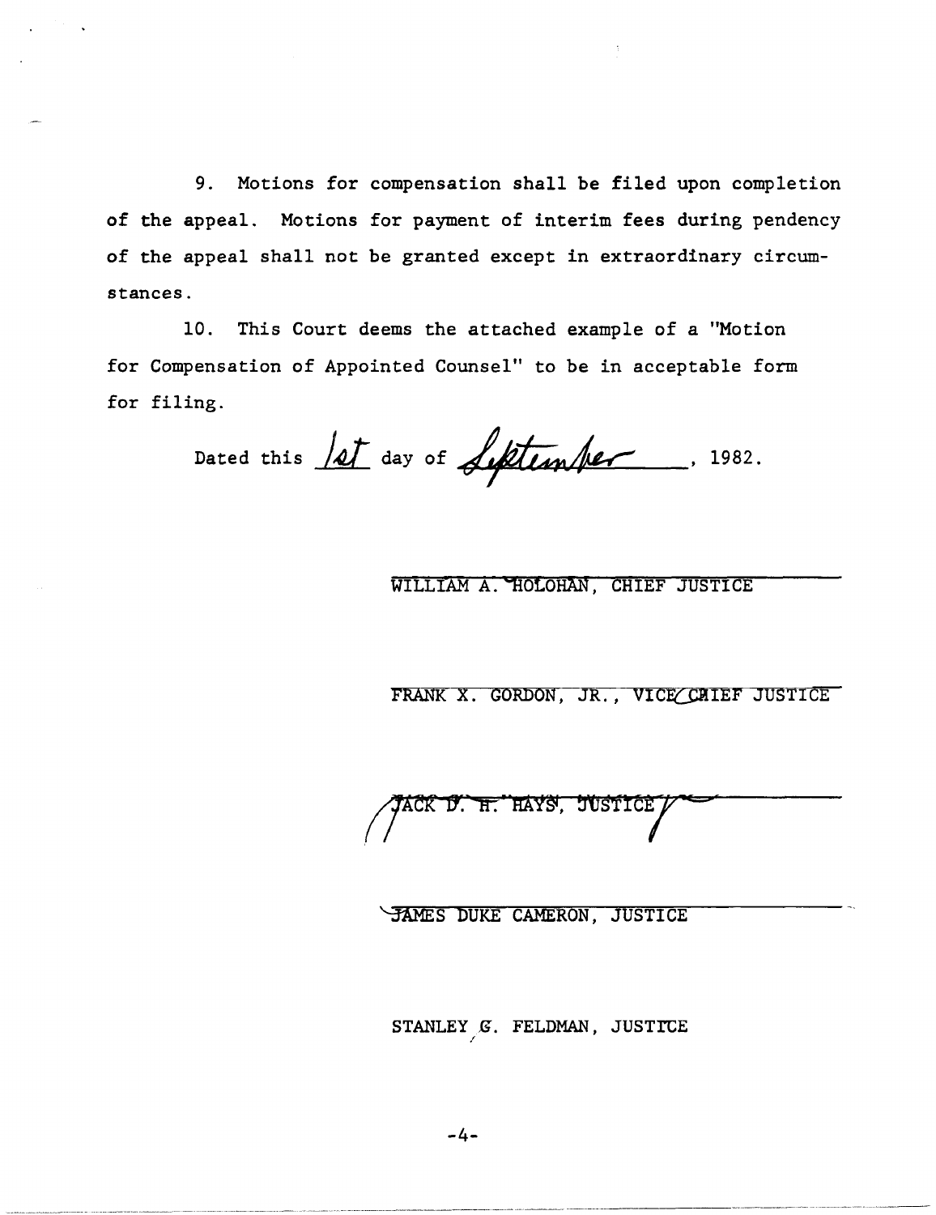9. Motions for compensation shall be filed upon completion of the appeal. Motions for payment of interim fees during pendency of the appeal shall not be granted except in extraordinary circumstances.

10. This Court deems the attached example of a "Motion for Compensation of Appointed Counsel" to be in acceptable form for filing.

Dated this 1st day of September, 1982.

WILLIAM A. HOLOHAN, CHIEF JUSTICE

FRANK X. GORDON, JR., VICE CHIEF JUSTICE

JACK D. H. HAYS, JUSTICE

JAMES DUKE CAMERON, JUSTICE

STANLEY G. FELDMAN, JUSTICE